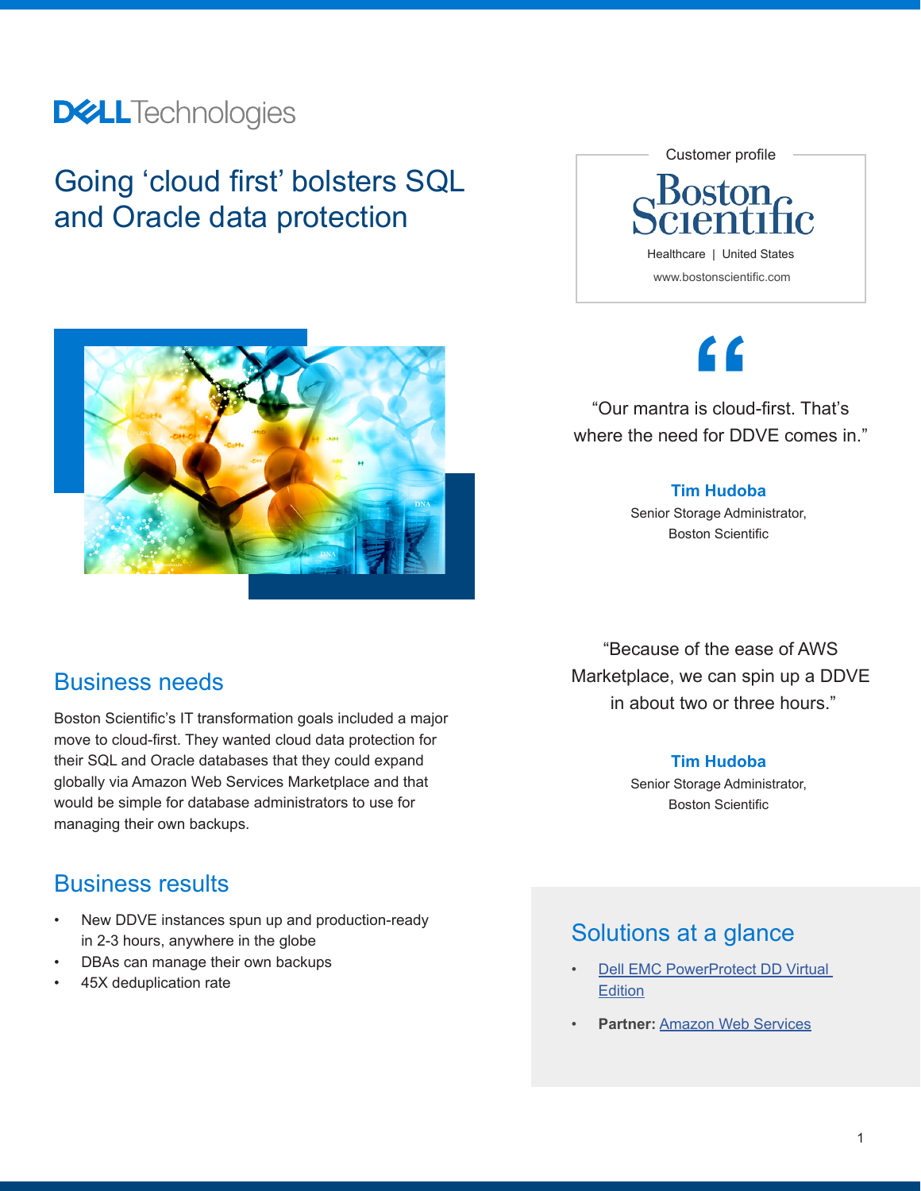# Going 'cloud first' bolsters SQL and Oracle data protection

Customer profile

Boston Scientific

Healthcare | United States

www.bostonscientific.com

"Our mantra is cloud-first. That's where the need for DDVE comes in."

**Tim Hudoba**
Senior Storage Administrator,
Boston Scientific

"Because of the ease of AWS Marketplace, we can spin up a DDVE in about two or three hours."

**Tim Hudoba**
Senior Storage Administrator,
Boston Scientific

## Business needs

Boston Scientific's IT transformation goals included a major move to cloud-first. They wanted cloud data protection for their SQL and Oracle databases that they could expand globally via Amazon Web Services Marketplace and that would be simple for database administrators to use for managing their own backups.

## Business results

- New DDVE instances spun up and production-ready in 2-3 hours, anywhere in the globe
- DBAs can manage their own backups
- 45X deduplication rate

## Solutions at a glance

- Dell EMC PowerProtect DD Virtual Edition
- **Partner:** Amazon Web Services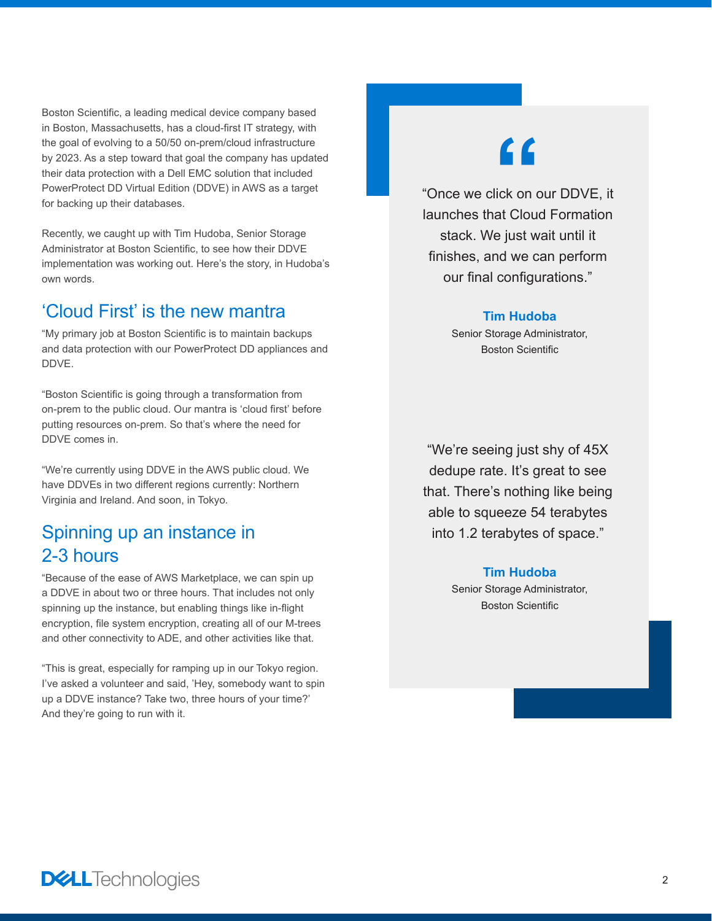Boston Scientific, a leading medical device company based in Boston, Massachusetts, has a cloud-first IT strategy, with the goal of evolving to a 50/50 on-prem/cloud infrastructure by 2023. As a step toward that goal the company has updated their data protection with a Dell EMC solution that included PowerProtect DD Virtual Edition (DDVE) in AWS as a target for backing up their databases.

Recently, we caught up with Tim Hudoba, Senior Storage Administrator at Boston Scientific, to see how their DDVE implementation was working out. Here's the story, in Hudoba's own words.

## 'Cloud First' is the new mantra

"My primary job at Boston Scientific is to maintain backups and data protection with our PowerProtect DD appliances and DDVE.

"Boston Scientific is going through a transformation from on-prem to the public cloud. Our mantra is 'cloud first' before putting resources on-prem. So that's where the need for DDVE comes in.

"We're currently using DDVE in the AWS public cloud. We have DDVEs in two different regions currently: Northern Virginia and Ireland. And soon, in Tokyo.

## Spinning up an instance in 2-3 hours

"Because of the ease of AWS Marketplace, we can spin up a DDVE in about two or three hours. That includes not only spinning up the instance, but enabling things like in-flight encryption, file system encryption, creating all of our M-trees and other connectivity to ADE, and other activities like that.

"This is great, especially for ramping up in our Tokyo region. I've asked a volunteer and said, 'Hey, somebody want to spin up a DDVE instance? Take two, three hours of your time?' And they're going to run with it.

> "Once we click on our DDVE, it launches that Cloud Formation stack. We just wait until it finishes, and we can perform our final configurations."
>
> **Tim Hudoba**
> Senior Storage Administrator,
> Boston Scientific

> "We're seeing just shy of 45X dedupe rate. It's great to see that. There's nothing like being able to squeeze 54 terabytes into 1.2 terabytes of space."
>
> **Tim Hudoba**
> Senior Storage Administrator,
> Boston Scientific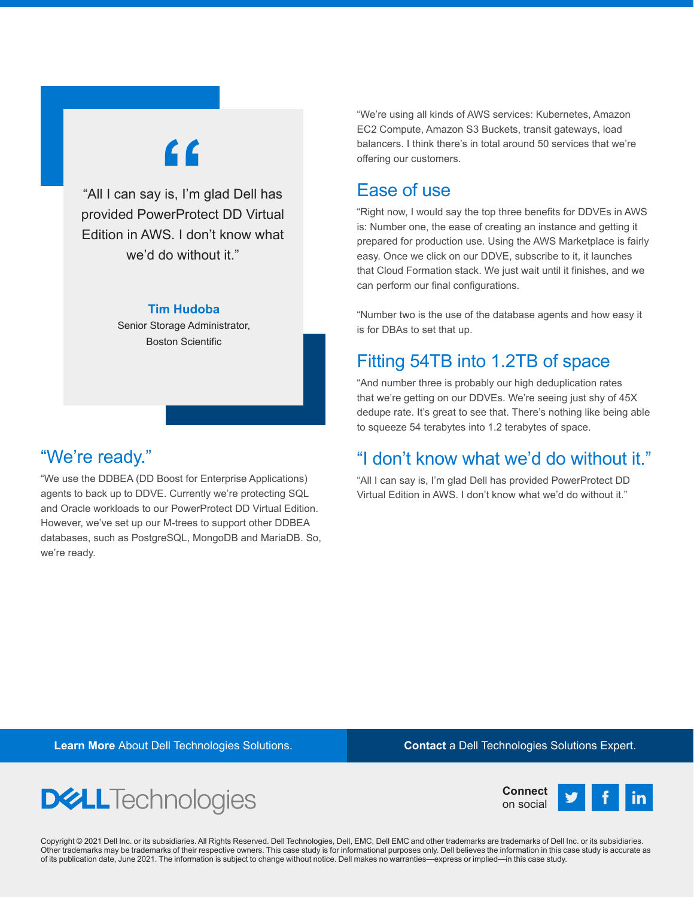> "All I can say is, I'm glad Dell has provided PowerProtect DD Virtual Edition in AWS. I don't know what we'd do without it."
>
> **Tim Hudoba**
> Senior Storage Administrator,
> Boston Scientific

## "We're ready."

"We use the DDBEA (DD Boost for Enterprise Applications) agents to back up to DDVE. Currently we're protecting SQL and Oracle workloads to our PowerProtect DD Virtual Edition. However, we've set up our M-trees to support other DDBEA databases, such as PostgreSQL, MongoDB and MariaDB. So, we're ready.

"We're using all kinds of AWS services: Kubernetes, Amazon EC2 Compute, Amazon S3 Buckets, transit gateways, load balancers. I think there's in total around 50 services that we're offering our customers.

## Ease of use

"Right now, I would say the top three benefits for DDVEs in AWS is: Number one, the ease of creating an instance and getting it prepared for production use. Using the AWS Marketplace is fairly easy. Once we click on our DDVE, subscribe to it, it launches that Cloud Formation stack. We just wait until it finishes, and we can perform our final configurations.

"Number two is the use of the database agents and how easy it is for DBAs to set that up.

## Fitting 54TB into 1.2TB of space

"And number three is probably our high deduplication rates that we're getting on our DDVEs. We're seeing just shy of 45X dedupe rate. It's great to see that. There's nothing like being able to squeeze 54 terabytes into 1.2 terabytes of space.

## "I don't know what we'd do without it."

"All I can say is, I'm glad Dell has provided PowerProtect DD Virtual Edition in AWS. I don't know what we'd do without it."

**Learn More** About Dell Technologies Solutions.

**Contact** a Dell Technologies Solutions Expert.

DELL Technologies

**Connect** on social

Copyright © 2021 Dell Inc. or its subsidiaries. All Rights Reserved. Dell Technologies, Dell, EMC, Dell EMC and other trademarks are trademarks of Dell Inc. or its subsidiaries. Other trademarks may be trademarks of their respective owners. This case study is for informational purposes only. Dell believes the information in this case study is accurate as of its publication date, June 2021. The information is subject to change without notice. Dell makes no warranties—express or implied—in this case study.